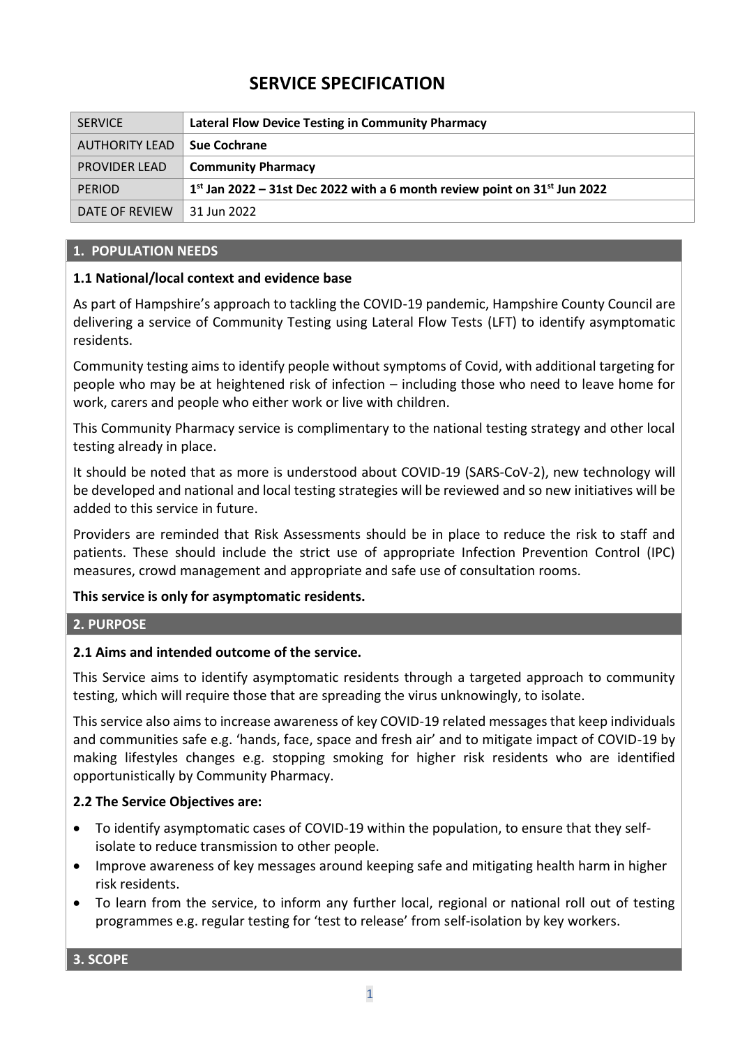# SERVICE SPECIFICATION

| | |
|---|---|
| SERVICE | **Lateral Flow Device Testing in Community Pharmacy** |
| AUTHORITY LEAD | **Sue Cochrane** |
| PROVIDER LEAD | **Community Pharmacy** |
| PERIOD | **1st Jan 2022 – 31st Dec 2022 with a 6 month review point on 31st Jun 2022** |
| DATE OF REVIEW | 31 Jun 2022 |

## 1. POPULATION NEEDS

### 1.1 National/local context and evidence base

As part of Hampshire's approach to tackling the COVID-19 pandemic, Hampshire County Council are delivering a service of Community Testing using Lateral Flow Tests (LFT) to identify asymptomatic residents.

Community testing aims to identify people without symptoms of Covid, with additional targeting for people who may be at heightened risk of infection – including those who need to leave home for work, carers and people who either work or live with children.

This Community Pharmacy service is complimentary to the national testing strategy and other local testing already in place.

It should be noted that as more is understood about COVID-19 (SARS-CoV-2), new technology will be developed and national and local testing strategies will be reviewed and so new initiatives will be added to this service in future.

Providers are reminded that Risk Assessments should be in place to reduce the risk to staff and patients. These should include the strict use of appropriate Infection Prevention Control (IPC) measures, crowd management and appropriate and safe use of consultation rooms.

**This service is only for asymptomatic residents.**

## 2. PURPOSE

### 2.1 Aims and intended outcome of the service.

This Service aims to identify asymptomatic residents through a targeted approach to community testing, which will require those that are spreading the virus unknowingly, to isolate.

This service also aims to increase awareness of key COVID-19 related messages that keep individuals and communities safe e.g. 'hands, face, space and fresh air' and to mitigate impact of COVID-19 by making lifestyles changes e.g. stopping smoking for higher risk residents who are identified opportunistically by Community Pharmacy.

### 2.2 The Service Objectives are:

- To identify asymptomatic cases of COVID-19 within the population, to ensure that they self-isolate to reduce transmission to other people.
- Improve awareness of key messages around keeping safe and mitigating health harm in higher risk residents.
- To learn from the service, to inform any further local, regional or national roll out of testing programmes e.g. regular testing for 'test to release' from self-isolation by key workers.

## 3. SCOPE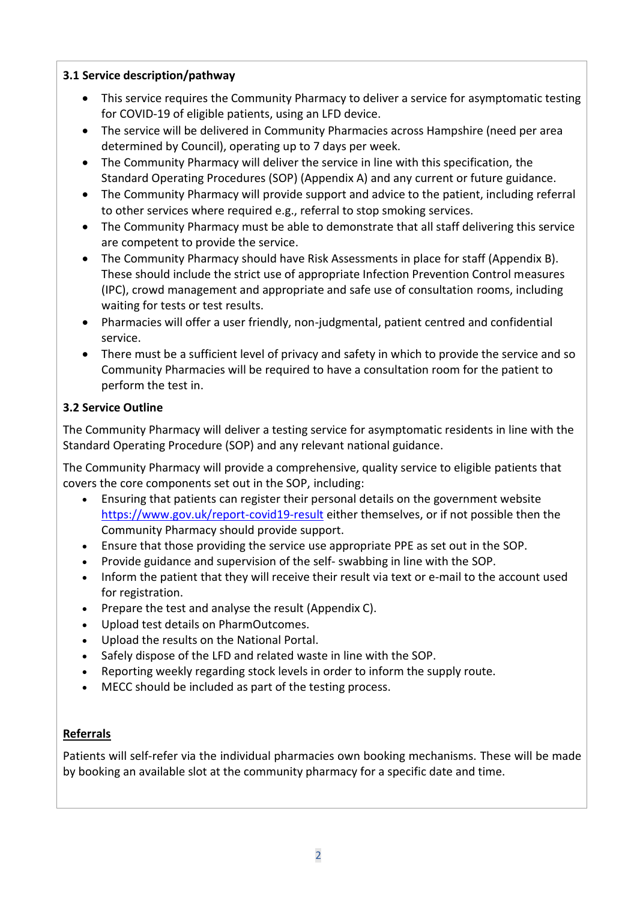### 3.1 Service description/pathway

- This service requires the Community Pharmacy to deliver a service for asymptomatic testing for COVID-19 of eligible patients, using an LFD device.
- The service will be delivered in Community Pharmacies across Hampshire (need per area determined by Council), operating up to 7 days per week.
- The Community Pharmacy will deliver the service in line with this specification, the Standard Operating Procedures (SOP) (Appendix A) and any current or future guidance.
- The Community Pharmacy will provide support and advice to the patient, including referral to other services where required e.g., referral to stop smoking services.
- The Community Pharmacy must be able to demonstrate that all staff delivering this service are competent to provide the service.
- The Community Pharmacy should have Risk Assessments in place for staff (Appendix B). These should include the strict use of appropriate Infection Prevention Control measures (IPC), crowd management and appropriate and safe use of consultation rooms, including waiting for tests or test results.
- Pharmacies will offer a user friendly, non-judgmental, patient centred and confidential service.
- There must be a sufficient level of privacy and safety in which to provide the service and so Community Pharmacies will be required to have a consultation room for the patient to perform the test in.

### 3.2 Service Outline

The Community Pharmacy will deliver a testing service for asymptomatic residents in line with the Standard Operating Procedure (SOP) and any relevant national guidance.

The Community Pharmacy will provide a comprehensive, quality service to eligible patients that covers the core components set out in the SOP, including:

- Ensuring that patients can register their personal details on the government website https://www.gov.uk/report-covid19-result either themselves, or if not possible then the Community Pharmacy should provide support.
- Ensure that those providing the service use appropriate PPE as set out in the SOP.
- Provide guidance and supervision of the self- swabbing in line with the SOP.
- Inform the patient that they will receive their result via text or e-mail to the account used for registration.
- Prepare the test and analyse the result (Appendix C).
- Upload test details on PharmOutcomes.
- Upload the results on the National Portal.
- Safely dispose of the LFD and related waste in line with the SOP.
- Reporting weekly regarding stock levels in order to inform the supply route.
- MECC should be included as part of the testing process.

**Referrals**

Patients will self-refer via the individual pharmacies own booking mechanisms. These will be made by booking an available slot at the community pharmacy for a specific date and time.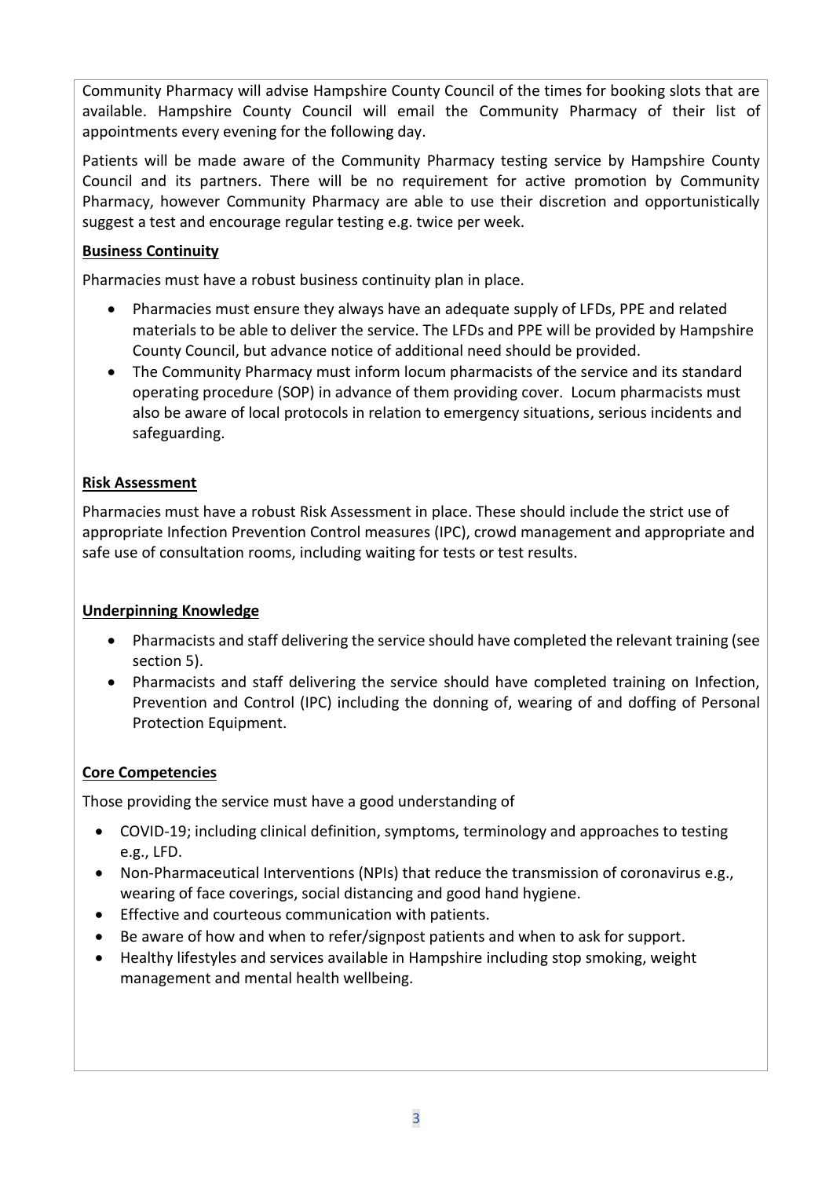Community Pharmacy will advise Hampshire County Council of the times for booking slots that are available. Hampshire County Council will email the Community Pharmacy of their list of appointments every evening for the following day.

Patients will be made aware of the Community Pharmacy testing service by Hampshire County Council and its partners. There will be no requirement for active promotion by Community Pharmacy, however Community Pharmacy are able to use their discretion and opportunistically suggest a test and encourage regular testing e.g. twice per week.

**Business Continuity**

Pharmacies must have a robust business continuity plan in place.

- Pharmacies must ensure they always have an adequate supply of LFDs, PPE and related materials to be able to deliver the service. The LFDs and PPE will be provided by Hampshire County Council, but advance notice of additional need should be provided.
- The Community Pharmacy must inform locum pharmacists of the service and its standard operating procedure (SOP) in advance of them providing cover. Locum pharmacists must also be aware of local protocols in relation to emergency situations, serious incidents and safeguarding.

**Risk Assessment**

Pharmacies must have a robust Risk Assessment in place. These should include the strict use of appropriate Infection Prevention Control measures (IPC), crowd management and appropriate and safe use of consultation rooms, including waiting for tests or test results.

**Underpinning Knowledge**

- Pharmacists and staff delivering the service should have completed the relevant training (see section 5).
- Pharmacists and staff delivering the service should have completed training on Infection, Prevention and Control (IPC) including the donning of, wearing of and doffing of Personal Protection Equipment.

**Core Competencies**

Those providing the service must have a good understanding of

- COVID-19; including clinical definition, symptoms, terminology and approaches to testing e.g., LFD.
- Non-Pharmaceutical Interventions (NPIs) that reduce the transmission of coronavirus e.g., wearing of face coverings, social distancing and good hand hygiene.
- Effective and courteous communication with patients.
- Be aware of how and when to refer/signpost patients and when to ask for support.
- Healthy lifestyles and services available in Hampshire including stop smoking, weight management and mental health wellbeing.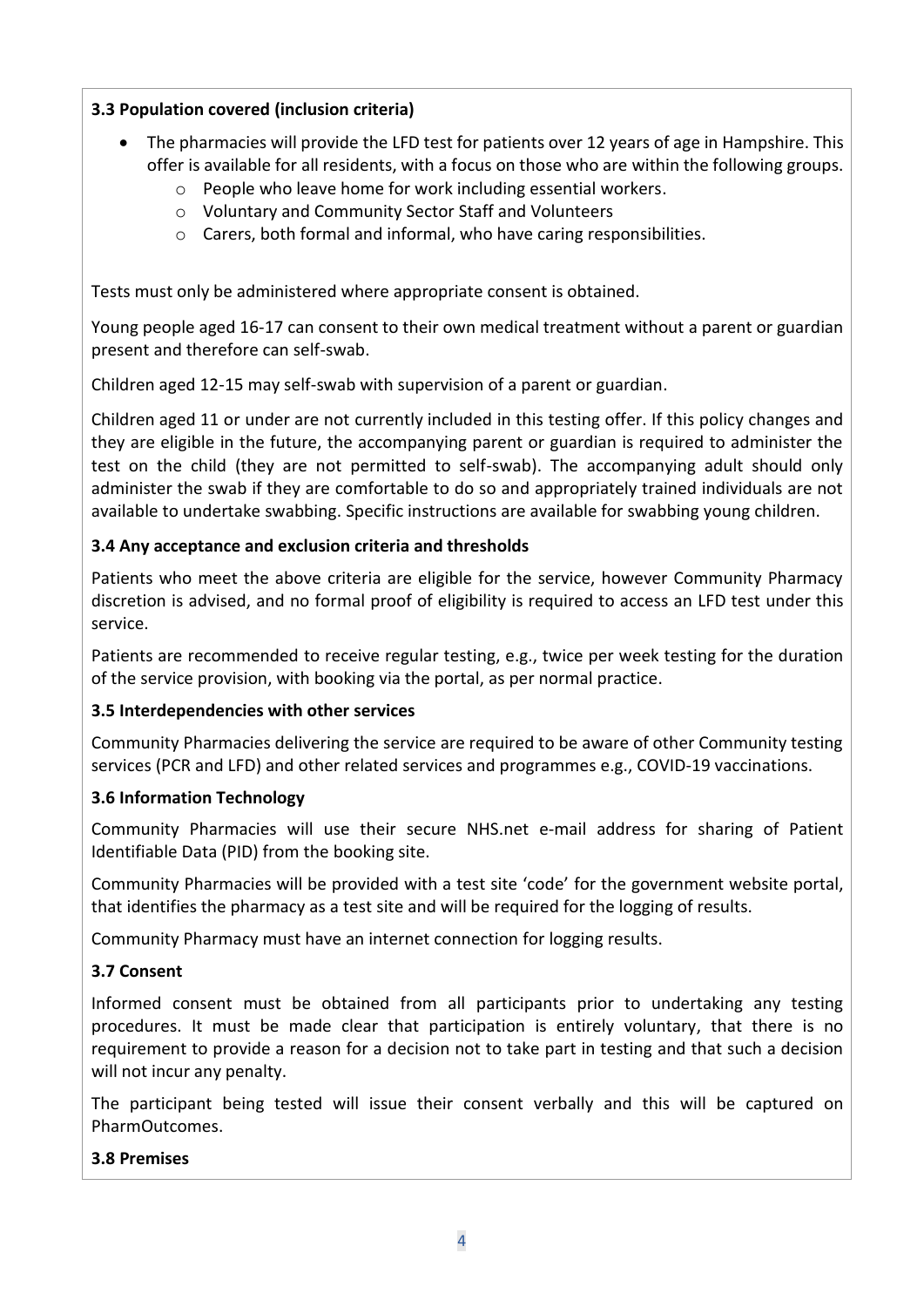**3.3 Population covered (inclusion criteria)**

- The pharmacies will provide the LFD test for patients over 12 years of age in Hampshire. This offer is available for all residents, with a focus on those who are within the following groups.
  - People who leave home for work including essential workers.
  - Voluntary and Community Sector Staff and Volunteers
  - Carers, both formal and informal, who have caring responsibilities.

Tests must only be administered where appropriate consent is obtained.

Young people aged 16-17 can consent to their own medical treatment without a parent or guardian present and therefore can self-swab.

Children aged 12-15 may self-swab with supervision of a parent or guardian.

Children aged 11 or under are not currently included in this testing offer. If this policy changes and they are eligible in the future, the accompanying parent or guardian is required to administer the test on the child (they are not permitted to self-swab). The accompanying adult should only administer the swab if they are comfortable to do so and appropriately trained individuals are not available to undertake swabbing. Specific instructions are available for swabbing young children.

**3.4 Any acceptance and exclusion criteria and thresholds**

Patients who meet the above criteria are eligible for the service, however Community Pharmacy discretion is advised, and no formal proof of eligibility is required to access an LFD test under this service.

Patients are recommended to receive regular testing, e.g., twice per week testing for the duration of the service provision, with booking via the portal, as per normal practice.

**3.5 Interdependencies with other services**

Community Pharmacies delivering the service are required to be aware of other Community testing services (PCR and LFD) and other related services and programmes e.g., COVID-19 vaccinations.

**3.6 Information Technology**

Community Pharmacies will use their secure NHS.net e-mail address for sharing of Patient Identifiable Data (PID) from the booking site.

Community Pharmacies will be provided with a test site 'code' for the government website portal, that identifies the pharmacy as a test site and will be required for the logging of results.

Community Pharmacy must have an internet connection for logging results.

**3.7 Consent**

Informed consent must be obtained from all participants prior to undertaking any testing procedures. It must be made clear that participation is entirely voluntary, that there is no requirement to provide a reason for a decision not to take part in testing and that such a decision will not incur any penalty.

The participant being tested will issue their consent verbally and this will be captured on PharmOutcomes.

**3.8 Premises**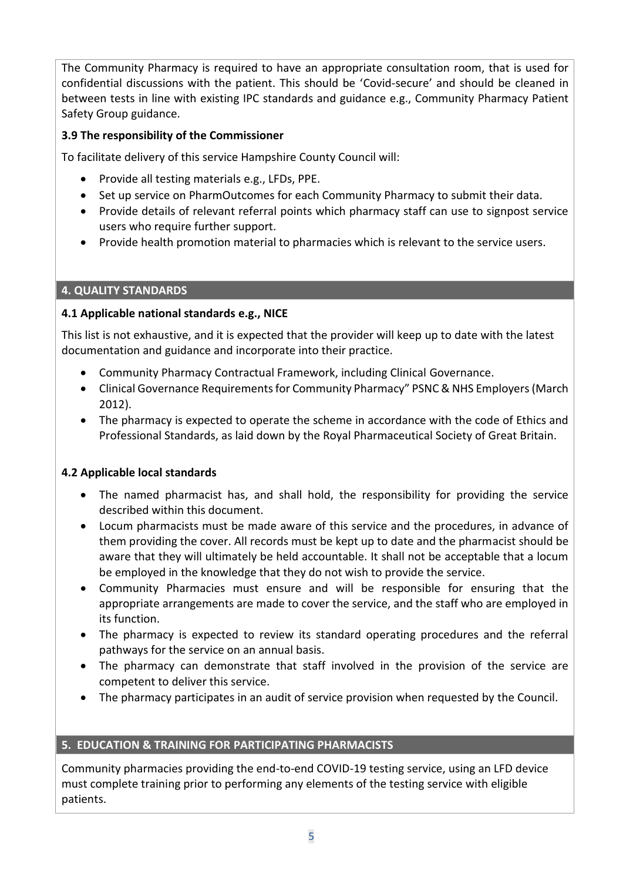The Community Pharmacy is required to have an appropriate consultation room, that is used for confidential discussions with the patient. This should be 'Covid-secure' and should be cleaned in between tests in line with existing IPC standards and guidance e.g., Community Pharmacy Patient Safety Group guidance.

**3.9 The responsibility of the Commissioner**

To facilitate delivery of this service Hampshire County Council will:

- Provide all testing materials e.g., LFDs, PPE.
- Set up service on PharmOutcomes for each Community Pharmacy to submit their data.
- Provide details of relevant referral points which pharmacy staff can use to signpost service users who require further support.
- Provide health promotion material to pharmacies which is relevant to the service users.

## 4. QUALITY STANDARDS

**4.1 Applicable national standards e.g., NICE**

This list is not exhaustive, and it is expected that the provider will keep up to date with the latest documentation and guidance and incorporate into their practice.

- Community Pharmacy Contractual Framework, including Clinical Governance.
- Clinical Governance Requirements for Community Pharmacy" PSNC & NHS Employers (March 2012).
- The pharmacy is expected to operate the scheme in accordance with the code of Ethics and Professional Standards, as laid down by the Royal Pharmaceutical Society of Great Britain.

**4.2 Applicable local standards**

- The named pharmacist has, and shall hold, the responsibility for providing the service described within this document.
- Locum pharmacists must be made aware of this service and the procedures, in advance of them providing the cover. All records must be kept up to date and the pharmacist should be aware that they will ultimately be held accountable. It shall not be acceptable that a locum be employed in the knowledge that they do not wish to provide the service.
- Community Pharmacies must ensure and will be responsible for ensuring that the appropriate arrangements are made to cover the service, and the staff who are employed in its function.
- The pharmacy is expected to review its standard operating procedures and the referral pathways for the service on an annual basis.
- The pharmacy can demonstrate that staff involved in the provision of the service are competent to deliver this service.
- The pharmacy participates in an audit of service provision when requested by the Council.

## 5. EDUCATION & TRAINING FOR PARTICIPATING PHARMACISTS

Community pharmacies providing the end-to-end COVID-19 testing service, using an LFD device must complete training prior to performing any elements of the testing service with eligible patients.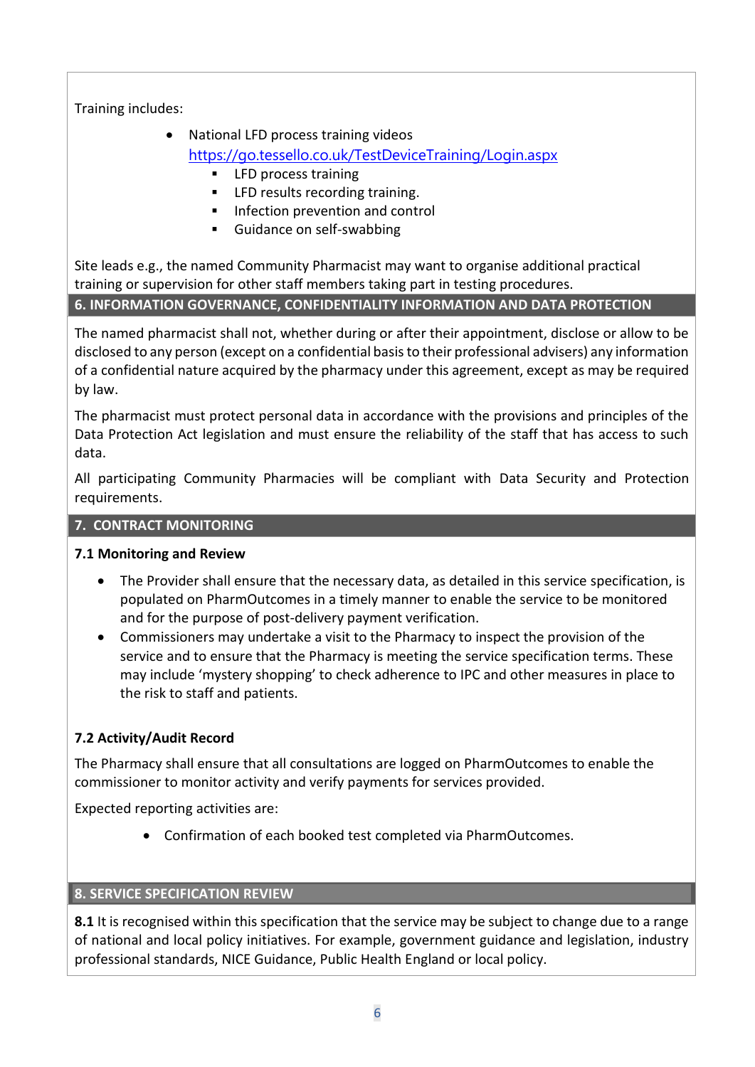Training includes:

- National LFD process training videos
  https://go.tessello.co.uk/TestDeviceTraining/Login.aspx
    - LFD process training
    - LFD results recording training.
    - Infection prevention and control
    - Guidance on self-swabbing

Site leads e.g., the named Community Pharmacist may want to organise additional practical training or supervision for other staff members taking part in testing procedures.

## 6. INFORMATION GOVERNANCE, CONFIDENTIALITY INFORMATION AND DATA PROTECTION

The named pharmacist shall not, whether during or after their appointment, disclose or allow to be disclosed to any person (except on a confidential basis to their professional advisers) any information of a confidential nature acquired by the pharmacy under this agreement, except as may be required by law.

The pharmacist must protect personal data in accordance with the provisions and principles of the Data Protection Act legislation and must ensure the reliability of the staff that has access to such data.

All participating Community Pharmacies will be compliant with Data Security and Protection requirements.

## 7. CONTRACT MONITORING

### 7.1 Monitoring and Review

- The Provider shall ensure that the necessary data, as detailed in this service specification, is populated on PharmOutcomes in a timely manner to enable the service to be monitored and for the purpose of post-delivery payment verification.
- Commissioners may undertake a visit to the Pharmacy to inspect the provision of the service and to ensure that the Pharmacy is meeting the service specification terms. These may include 'mystery shopping' to check adherence to IPC and other measures in place to the risk to staff and patients.

### 7.2 Activity/Audit Record

The Pharmacy shall ensure that all consultations are logged on PharmOutcomes to enable the commissioner to monitor activity and verify payments for services provided.

Expected reporting activities are:

- Confirmation of each booked test completed via PharmOutcomes.

## 8. SERVICE SPECIFICATION REVIEW

**8.1** It is recognised within this specification that the service may be subject to change due to a range of national and local policy initiatives. For example, government guidance and legislation, industry professional standards, NICE Guidance, Public Health England or local policy.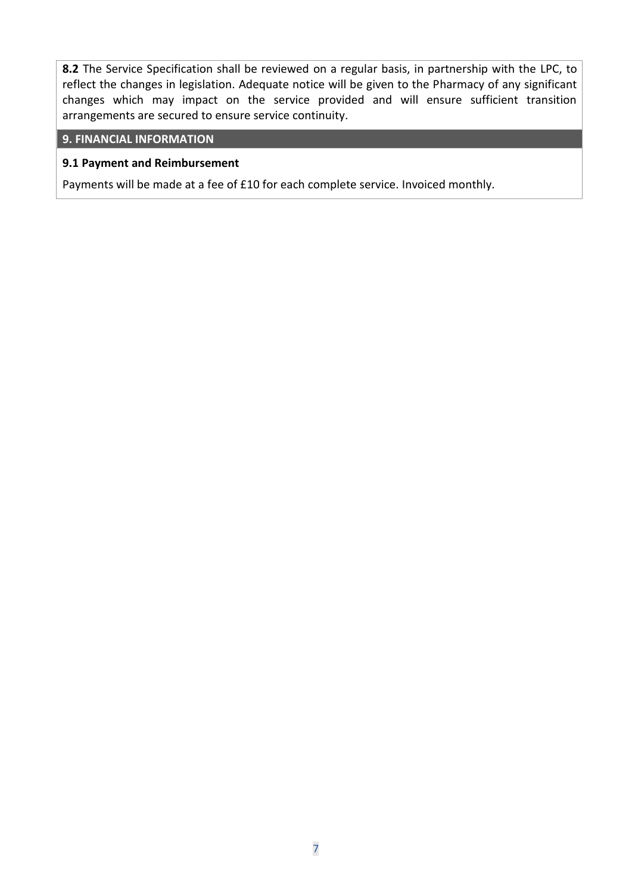**8.2** The Service Specification shall be reviewed on a regular basis, in partnership with the LPC, to reflect the changes in legislation. Adequate notice will be given to the Pharmacy of any significant changes which may impact on the service provided and will ensure sufficient transition arrangements are secured to ensure service continuity.

## 9. FINANCIAL INFORMATION

### 9.1 Payment and Reimbursement

Payments will be made at a fee of £10 for each complete service. Invoiced monthly.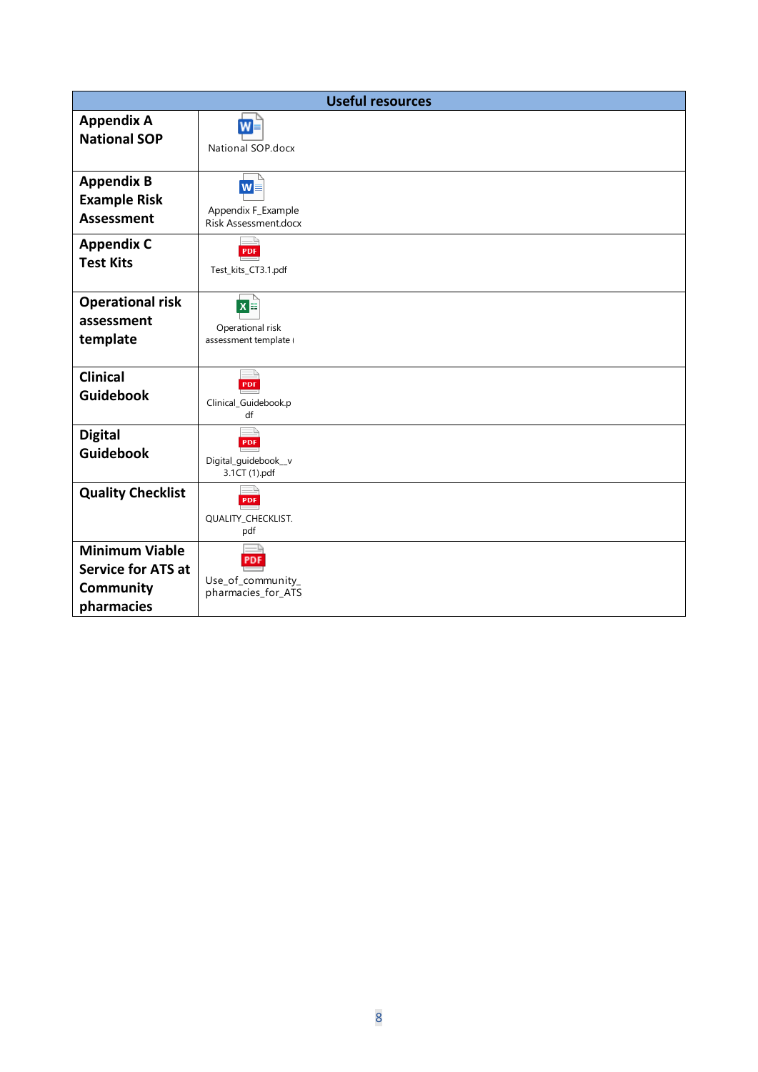| Useful resources | |
|---|---|
| **Appendix A National SOP** | National SOP.docx |
| **Appendix B Example Risk Assessment** | Appendix F_Example Risk Assessment.docx |
| **Appendix C Test Kits** | Test_kits_CT3.1.pdf |
| **Operational risk assessment template** | Operational risk assessment template |
| **Clinical Guidebook** | Clinical_Guidebook.pdf |
| **Digital Guidebook** | Digital_guidebook__v3.1CT (1).pdf |
| **Quality Checklist** | QUALITY_CHECKLIST.pdf |
| **Minimum Viable Service for ATS at Community pharmacies** | Use_of_community_pharmacies_for_ATS |